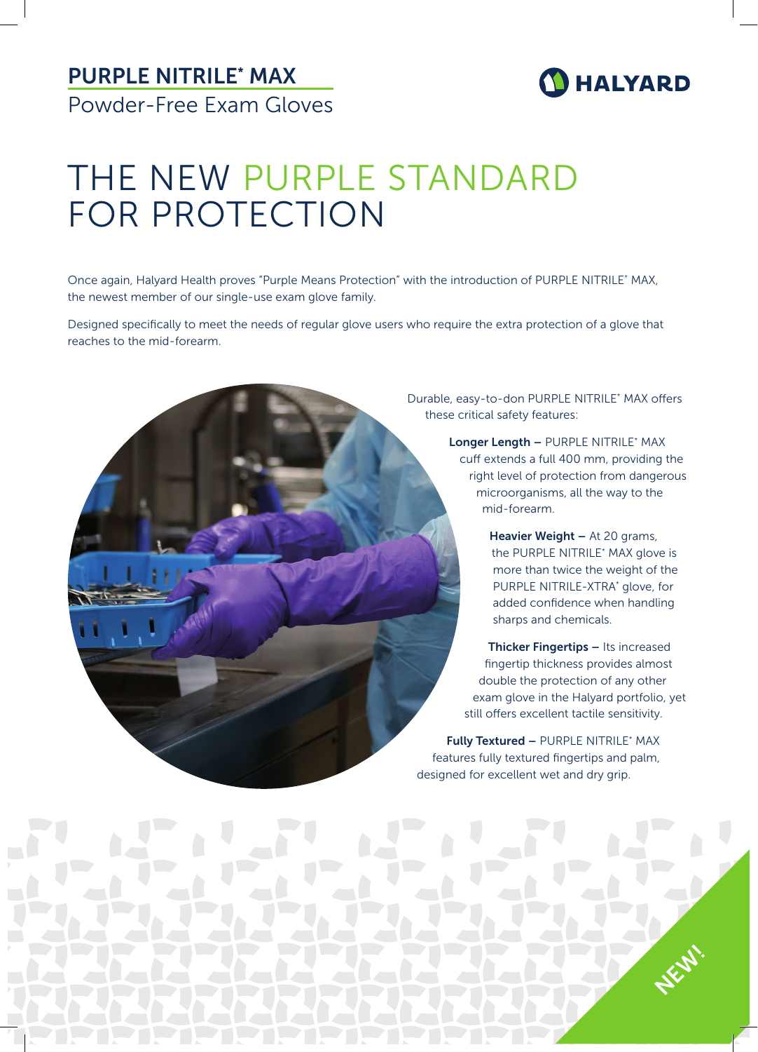# PURPLE NITRILE* MAX

Powder-Free Exam Gloves

HALYARD

# THE NEW PURPLE STANDARD FOR PROTECTION

Once again, Halyard Health proves "Purple Means Protection" with the introduction of PURPLE NITRILE* MAX, the newest member of our single-use exam glove family.

Designed specifically to meet the needs of regular glove users who require the extra protection of a glove that reaches to the mid-forearm.

Durable, easy-to-don PURPLE NITRILE* MAX offers these critical safety features:

**Longer Length –** PURPLE NITRILE* MAX cuff extends a full 400 mm, providing the right level of protection from dangerous microorganisms, all the way to the mid-forearm.

**Heavier Weight –** At 20 grams, the PURPLE NITRILE* MAX glove is more than twice the weight of the PURPLE NITRILE-XTRA* glove, for added confidence when handling sharps and chemicals.

**Thicker Fingertips –** Its increased fingertip thickness provides almost double the protection of any other exam glove in the Halyard portfolio, yet still offers excellent tactile sensitivity.

**Fully Textured –** PURPLE NITRILE* MAX features fully textured fingertips and palm, designed for excellent wet and dry grip.

NEW!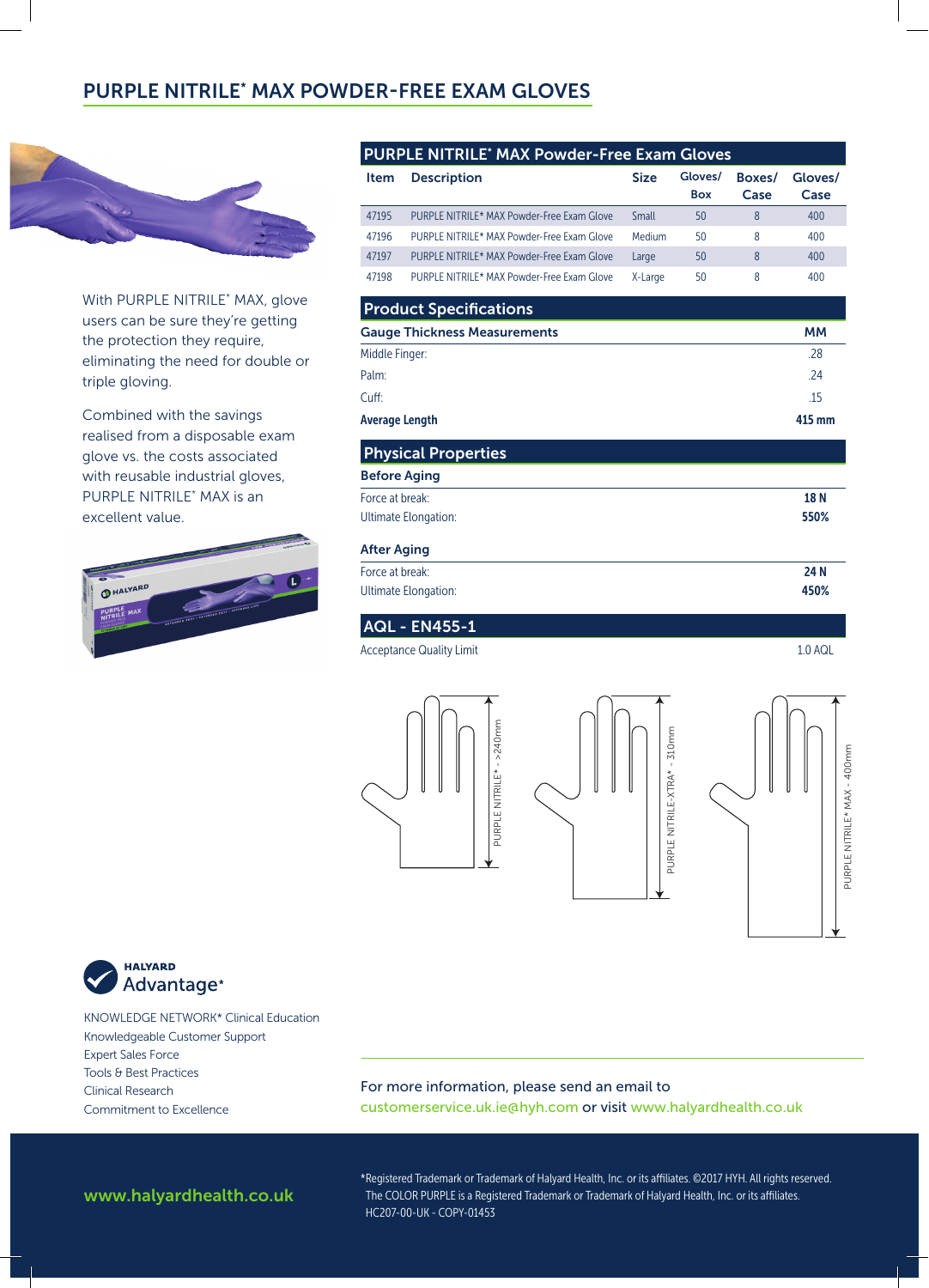# PURPLE NITRILE* MAX POWDER-FREE EXAM GLOVES

With PURPLE NITRILE* MAX, glove users can be sure they're getting the protection they require, eliminating the need for double or triple gloving.

Combined with the savings realised from a disposable exam glove vs. the costs associated with reusable industrial gloves, PURPLE NITRILE* MAX is an excellent value.

## PURPLE NITRILE* MAX Powder-Free Exam Gloves

| Item | Description | Size | Gloves/ Box | Boxes/ Case | Gloves/ Case |
|---|---|---|---|---|---|
| 47195 | PURPLE NITRILE* MAX Powder-Free Exam Glove | Small | 50 | 8 | 400 |
| 47196 | PURPLE NITRILE* MAX Powder-Free Exam Glove | Medium | 50 | 8 | 400 |
| 47197 | PURPLE NITRILE* MAX Powder-Free Exam Glove | Large | 50 | 8 | 400 |
| 47198 | PURPLE NITRILE* MAX Powder-Free Exam Glove | X-Large | 50 | 8 | 400 |

## Product Specifications

| Gauge Thickness Measurements | MM |
|---|---|
| Middle Finger: | .28 |
| Palm: | .24 |
| Cuff: | .15 |
| **Average Length** | **415 mm** |

## Physical Properties

**Before Aging**

| | |
|---|---|
| Force at break: | **18 N** |
| Ultimate Elongation: | **550%** |

**After Aging**

| | |
|---|---|
| Force at break: | **24 N** |
| Ultimate Elongation: | **450%** |

## AQL - EN455-1

| | |
|---|---|
| Acceptance Quality Limit | 1.0 AQL |

PURPLE NITRILE* - >240mm

PURPLE NITRILE-XTRA* - 310mm

PURPLE NITRILE* MAX - 400mm

**HALYARD Advantage***

KNOWLEDGE NETWORK* Clinical Education
Knowledgeable Customer Support
Expert Sales Force
Tools & Best Practices
Clinical Research
Commitment to Excellence

For more information, please send an email to customerservice.uk.ie@hyh.com or visit www.halyardhealth.co.uk

www.halyardhealth.co.uk

*Registered Trademark or Trademark of Halyard Health, Inc. or its affiliates. ©2017 HYH. All rights reserved.
The COLOR PURPLE is a Registered Trademark or Trademark of Halyard Health, Inc. or its affiliates.
HC207-00-UK - COPY-01453